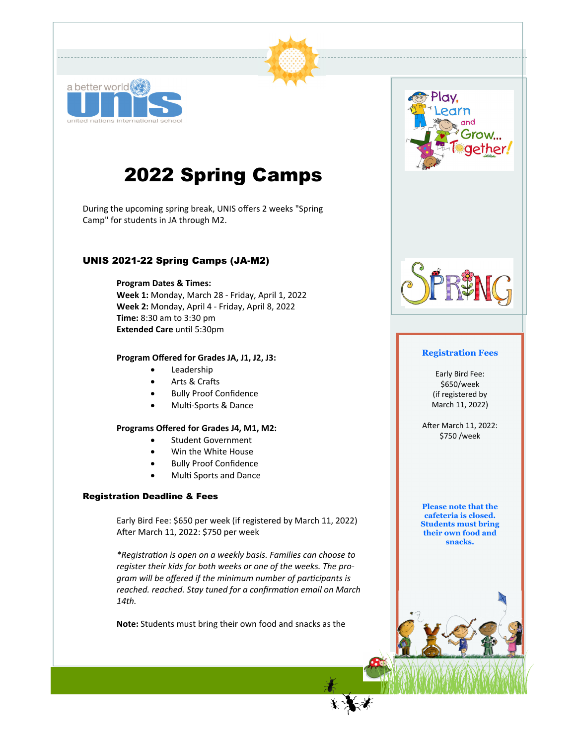a better world unis united nations international school

# 2022 Spring Camps

During the upcoming spring break, UNIS offers 2 weeks "Spring Camp" for students in JA through M2.

## UNIS 2021-22 Spring Camps (JA-M2)

**Program Dates & Times:**
**Week 1:** Monday, March 28 - Friday, April 1, 2022
**Week 2:** Monday, April 4 - Friday, April 8, 2022
**Time:** 8:30 am to 3:30 pm
**Extended Care** until 5:30pm

**Program Offered for Grades JA, J1, J2, J3:**

- Leadership
- Arts & Crafts
- Bully Proof Confidence
- Multi-Sports & Dance

**Programs Offered for Grades J4, M1, M2:**

- Student Government
- Win the White House
- Bully Proof Confidence
- Multi Sports and Dance

### Registration Deadline & Fees

Early Bird Fee: $650 per week (if registered by March 11, 2022)
After March 11, 2022: $750 per week

*\*Registration is open on a weekly basis. Families can choose to register their kids for both weeks or one of the weeks. The program will be offered if the minimum number of participants is reached. reached. Stay tuned for a confirmation email on March 14th.*

**Note:** Students must bring their own food and snacks as the

Play, Learn and Grow... Together!

SPRING

### Registration Fees

Early Bird Fee:
$650/week
(if registered by
March 11, 2022)

After March 11, 2022:
$750 /week

**Please note that the cafeteria is closed. Students must bring their own food and snacks.**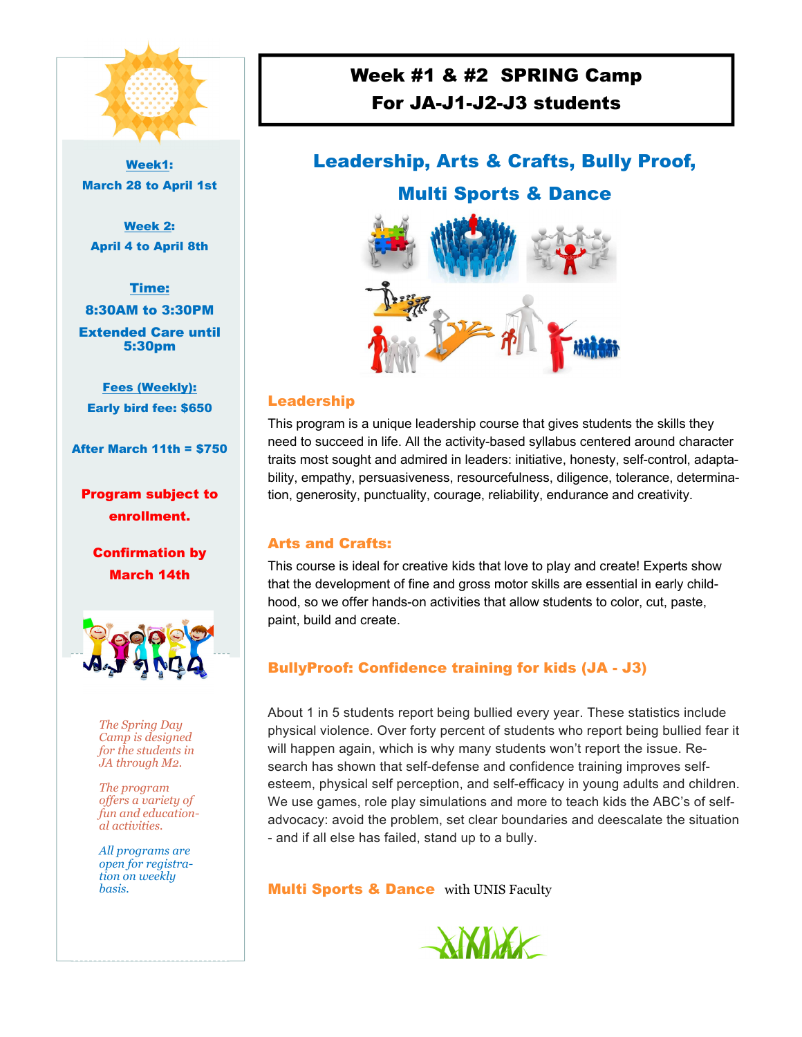# Week #1 & #2 SPRING Camp For JA-J1-J2-J3 students

**Week1:**
**March 28 to April 1st**

**Week 2:**
**April 4 to April 8th**

**Time:**
**8:30AM to 3:30PM**
**Extended Care until 5:30pm**

**Fees (Weekly):**
**Early bird fee: $650**

**After March 11th = $750**

**Program subject to enrollment.**

**Confirmation by March 14th**

*The Spring Day Camp is designed for the students in JA through M2.*

*The program offers a variety of fun and educational activities.*

*All programs are open for registration on weekly basis.*

## Leadership, Arts & Crafts, Bully Proof, Multi Sports & Dance

### Leadership

This program is a unique leadership course that gives students the skills they need to succeed in life. All the activity-based syllabus centered around character traits most sought and admired in leaders: initiative, honesty, self-control, adaptability, empathy, persuasiveness, resourcefulness, diligence, tolerance, determination, generosity, punctuality, courage, reliability, endurance and creativity.

### Arts and Crafts:

This course is ideal for creative kids that love to play and create! Experts show that the development of fine and gross motor skills are essential in early childhood, so we offer hands-on activities that allow students to color, cut, paste, paint, build and create.

### BullyProof: Confidence training for kids (JA - J3)

About 1 in 5 students report being bullied every year. These statistics include physical violence. Over forty percent of students who report being bullied fear it will happen again, which is why many students won't report the issue. Research has shown that self-defense and confidence training improves self-esteem, physical self perception, and self-efficacy in young adults and children. We use games, role play simulations and more to teach kids the ABC's of self-advocacy: avoid the problem, set clear boundaries and deescalate the situation - and if all else has failed, stand up to a bully.

### Multi Sports & Dance with UNIS Faculty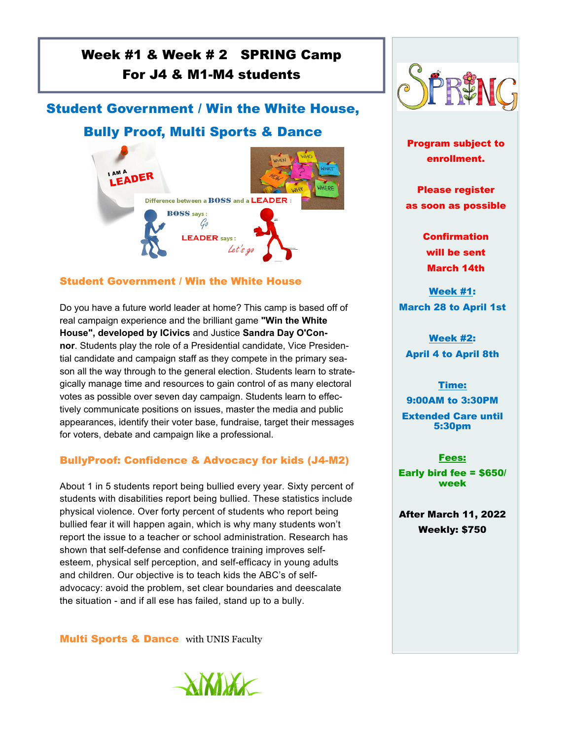# Week #1 & Week # 2 SPRING Camp
# For J4 & M1-M4 students

## Student Government / Win the White House, Bully Proof, Multi Sports & Dance

### Student Government / Win the White House

Do you have a future world leader at home? This camp is based off of real campaign experience and the brilliant game **"Win the White House", developed by ICivics** and Justice **Sandra Day O'Connor**. Students play the role of a Presidential candidate, Vice Presidential candidate and campaign staff as they compete in the primary season all the way through to the general election. Students learn to strategically manage time and resources to gain control of as many electoral votes as possible over seven day campaign. Students learn to effectively communicate positions on issues, master the media and public appearances, identify their voter base, fundraise, target their messages for voters, debate and campaign like a professional.

### BullyProof: Confidence & Advocacy for kids (J4-M2)

About 1 in 5 students report being bullied every year. Sixty percent of students with disabilities report being bullied. These statistics include physical violence. Over forty percent of students who report being bullied fear it will happen again, which is why many students won't report the issue to a teacher or school administration. Research has shown that self-defense and confidence training improves self-esteem, physical self perception, and self-efficacy in young adults and children. Our objective is to teach kids the ABC's of self-advocacy: avoid the problem, set clear boundaries and deescalate the situation - and if all ese has failed, stand up to a bully.

### Multi Sports & Dance with UNIS Faculty

---

**Program subject to enrollment.**

**Please register as soon as possible**

**Confirmation will be sent March 14th**

**Week #1:**
**March 28 to April 1st**

**Week #2:**
**April 4 to April 8th**

**Time:**
**9:00AM to 3:30PM**
**Extended Care until 5:30pm**

**Fees:**
**Early bird fee = $650/ week**

**After March 11, 2022**
**Weekly: $750**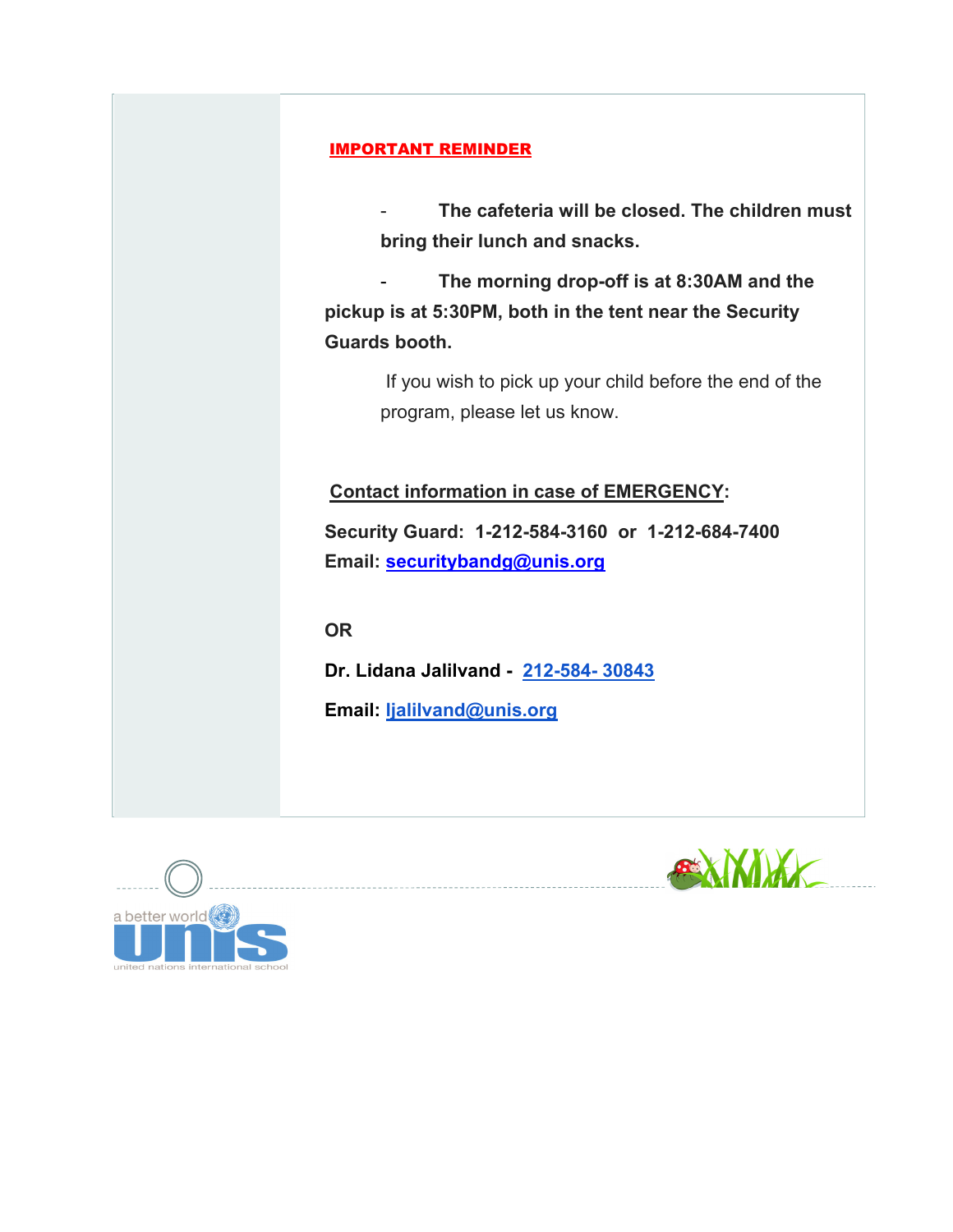**IMPORTANT REMINDER**

- **The cafeteria will be closed. The children must bring their lunch and snacks.**
- **The morning drop-off is at 8:30AM and the pickup is at 5:30PM, both in the tent near the Security Guards booth.**

  If you wish to pick up your child before the end of the program, please let us know.

**Contact information in case of EMERGENCY:**

**Security Guard: 1-212-584-3160 or 1-212-684-7400**
**Email: securitybandg@unis.org**

**OR**

**Dr. Lidana Jalilvand - 212-584- 30843**

**Email: ljalilvand@unis.org**

a better world unis united nations international school